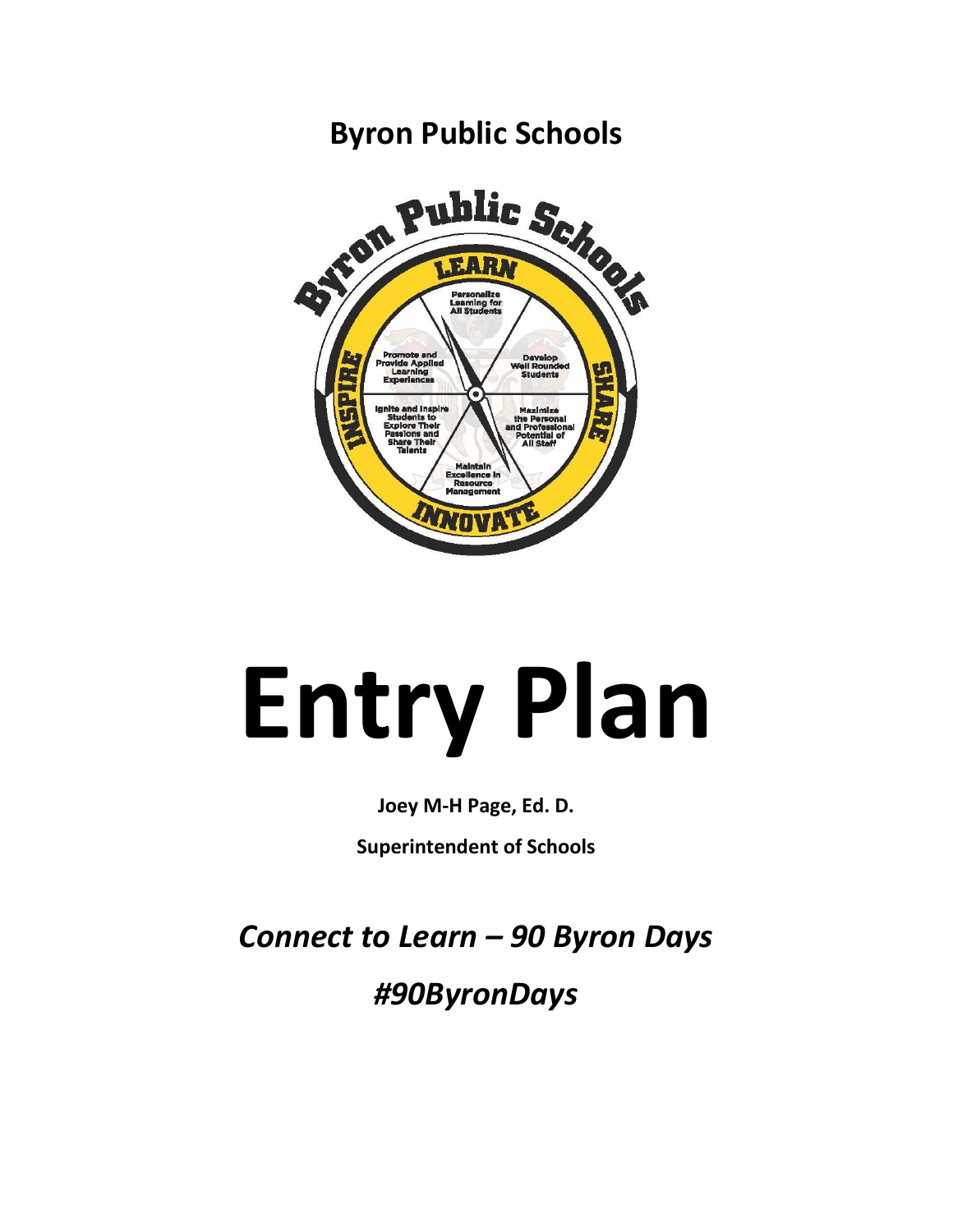# Byron Public Schools

# Entry Plan

**Joey M-H Page, Ed. D.**

**Superintendent of Schools**

***Connect to Learn – 90 Byron Days***

***#90ByronDays***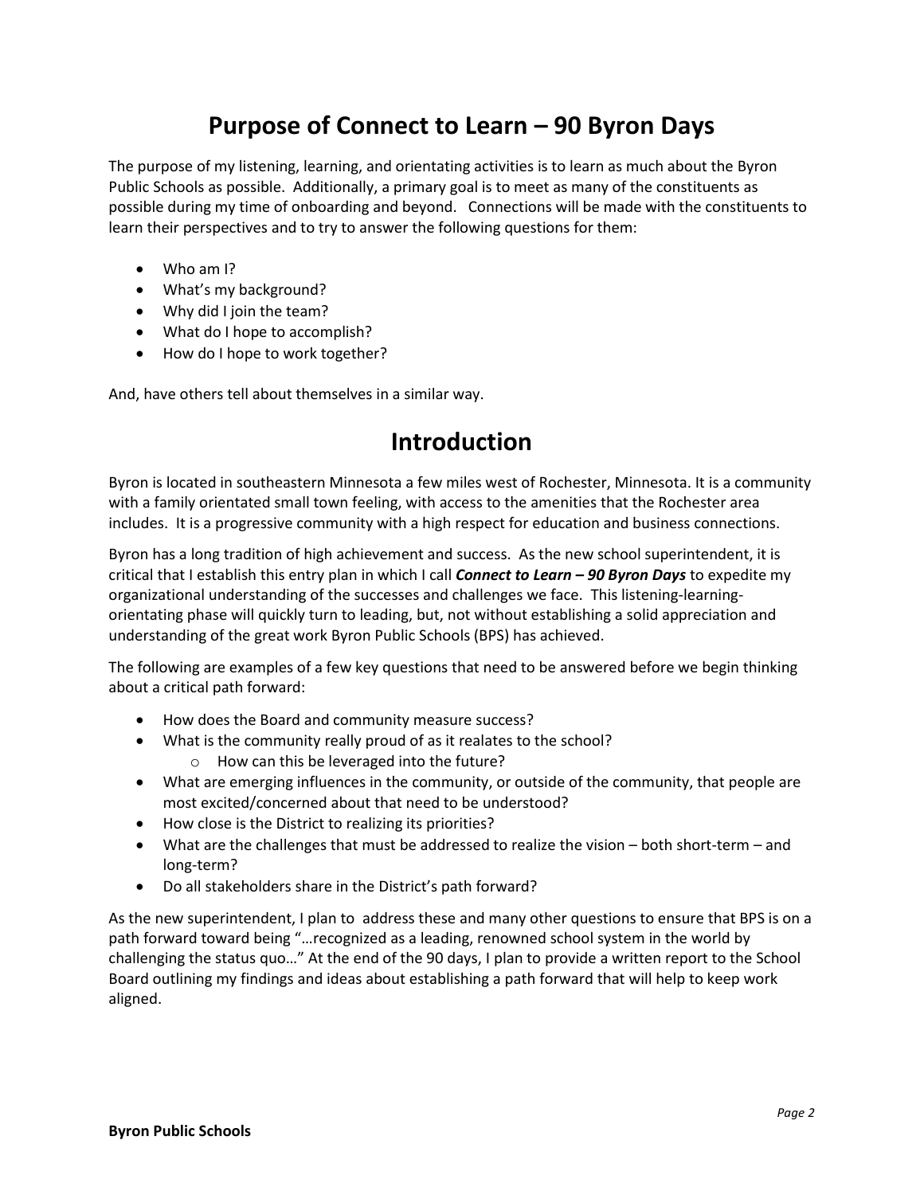# Purpose of Connect to Learn – 90 Byron Days

The purpose of my listening, learning, and orientating activities is to learn as much about the Byron Public Schools as possible. Additionally, a primary goal is to meet as many of the constituents as possible during my time of onboarding and beyond. Connections will be made with the constituents to learn their perspectives and to try to answer the following questions for them:

- Who am I?
- What's my background?
- Why did I join the team?
- What do I hope to accomplish?
- How do I hope to work together?

And, have others tell about themselves in a similar way.

# Introduction

Byron is located in southeastern Minnesota a few miles west of Rochester, Minnesota. It is a community with a family orientated small town feeling, with access to the amenities that the Rochester area includes. It is a progressive community with a high respect for education and business connections.

Byron has a long tradition of high achievement and success. As the new school superintendent, it is critical that I establish this entry plan in which I call ***Connect to Learn – 90 Byron Days*** to expedite my organizational understanding of the successes and challenges we face. This listening-learning-orientating phase will quickly turn to leading, but, not without establishing a solid appreciation and understanding of the great work Byron Public Schools (BPS) has achieved.

The following are examples of a few key questions that need to be answered before we begin thinking about a critical path forward:

- How does the Board and community measure success?
- What is the community really proud of as it realates to the school?
  - How can this be leveraged into the future?
- What are emerging influences in the community, or outside of the community, that people are most excited/concerned about that need to be understood?
- How close is the District to realizing its priorities?
- What are the challenges that must be addressed to realize the vision – both short-term – and long-term?
- Do all stakeholders share in the District's path forward?

As the new superintendent, I plan to address these and many other questions to ensure that BPS is on a path forward toward being "…recognized as a leading, renowned school system in the world by challenging the status quo…" At the end of the 90 days, I plan to provide a written report to the School Board outlining my findings and ideas about establishing a path forward that will help to keep work aligned.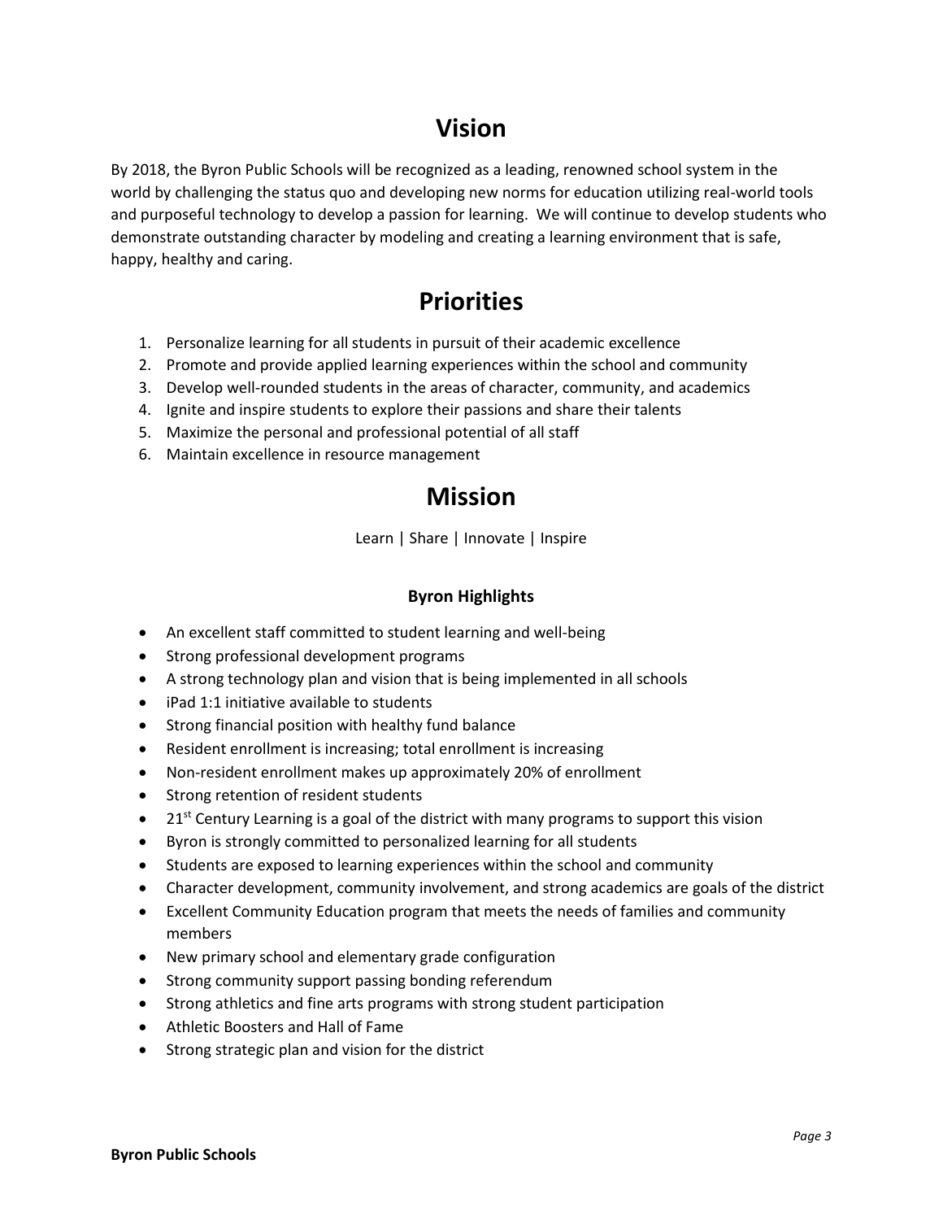# Vision

By 2018, the Byron Public Schools will be recognized as a leading, renowned school system in the world by challenging the status quo and developing new norms for education utilizing real-world tools and purposeful technology to develop a passion for learning. We will continue to develop students who demonstrate outstanding character by modeling and creating a learning environment that is safe, happy, healthy and caring.

# Priorities

1. Personalize learning for all students in pursuit of their academic excellence
2. Promote and provide applied learning experiences within the school and community
3. Develop well-rounded students in the areas of character, community, and academics
4. Ignite and inspire students to explore their passions and share their talents
5. Maximize the personal and professional potential of all staff
6. Maintain excellence in resource management

# Mission

Learn | Share | Innovate | Inspire

### Byron Highlights

- An excellent staff committed to student learning and well-being
- Strong professional development programs
- A strong technology plan and vision that is being implemented in all schools
- iPad 1:1 initiative available to students
- Strong financial position with healthy fund balance
- Resident enrollment is increasing; total enrollment is increasing
- Non-resident enrollment makes up approximately 20% of enrollment
- Strong retention of resident students
- 21st Century Learning is a goal of the district with many programs to support this vision
- Byron is strongly committed to personalized learning for all students
- Students are exposed to learning experiences within the school and community
- Character development, community involvement, and strong academics are goals of the district
- Excellent Community Education program that meets the needs of families and community members
- New primary school and elementary grade configuration
- Strong community support passing bonding referendum
- Strong athletics and fine arts programs with strong student participation
- Athletic Boosters and Hall of Fame
- Strong strategic plan and vision for the district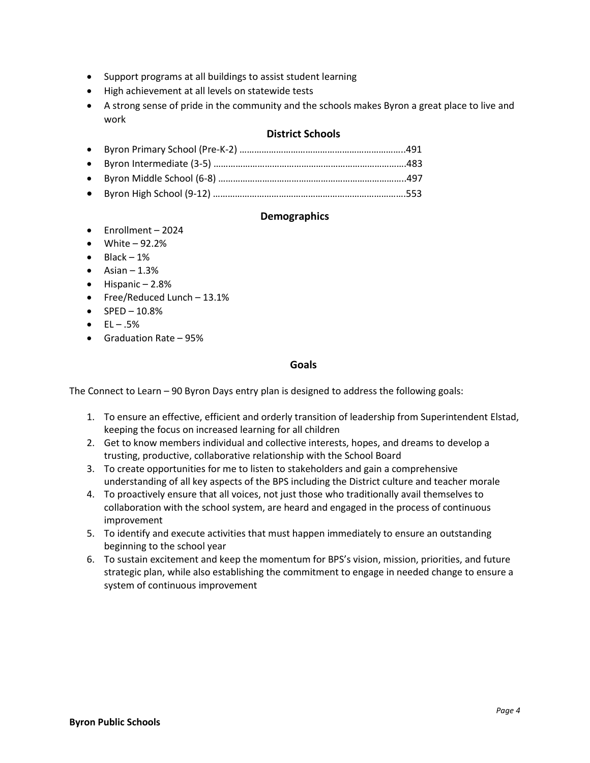- Support programs at all buildings to assist student learning
- High achievement at all levels on statewide tests
- A strong sense of pride in the community and the schools makes Byron a great place to live and work

## District Schools

- Byron Primary School (Pre-K-2) …………………………………………………………..491
- Byron Intermediate (3-5) ……………………………………………………………………483
- Byron Middle School (6-8) …………………………………………………………………..497
- Byron High School (9-12) ……………………………………………………………………553

## Demographics

- Enrollment – 2024
- White – 92.2%
- Black – 1%
- Asian – 1.3%
- Hispanic – 2.8%
- Free/Reduced Lunch – 13.1%
- SPED – 10.8%
- EL – .5%
- Graduation Rate – 95%

## Goals

The Connect to Learn – 90 Byron Days entry plan is designed to address the following goals:

1. To ensure an effective, efficient and orderly transition of leadership from Superintendent Elstad, keeping the focus on increased learning for all children
2. Get to know members individual and collective interests, hopes, and dreams to develop a trusting, productive, collaborative relationship with the School Board
3. To create opportunities for me to listen to stakeholders and gain a comprehensive understanding of all key aspects of the BPS including the District culture and teacher morale
4. To proactively ensure that all voices, not just those who traditionally avail themselves to collaboration with the school system, are heard and engaged in the process of continuous improvement
5. To identify and execute activities that must happen immediately to ensure an outstanding beginning to the school year
6. To sustain excitement and keep the momentum for BPS's vision, mission, priorities, and future strategic plan, while also establishing the commitment to engage in needed change to ensure a system of continuous improvement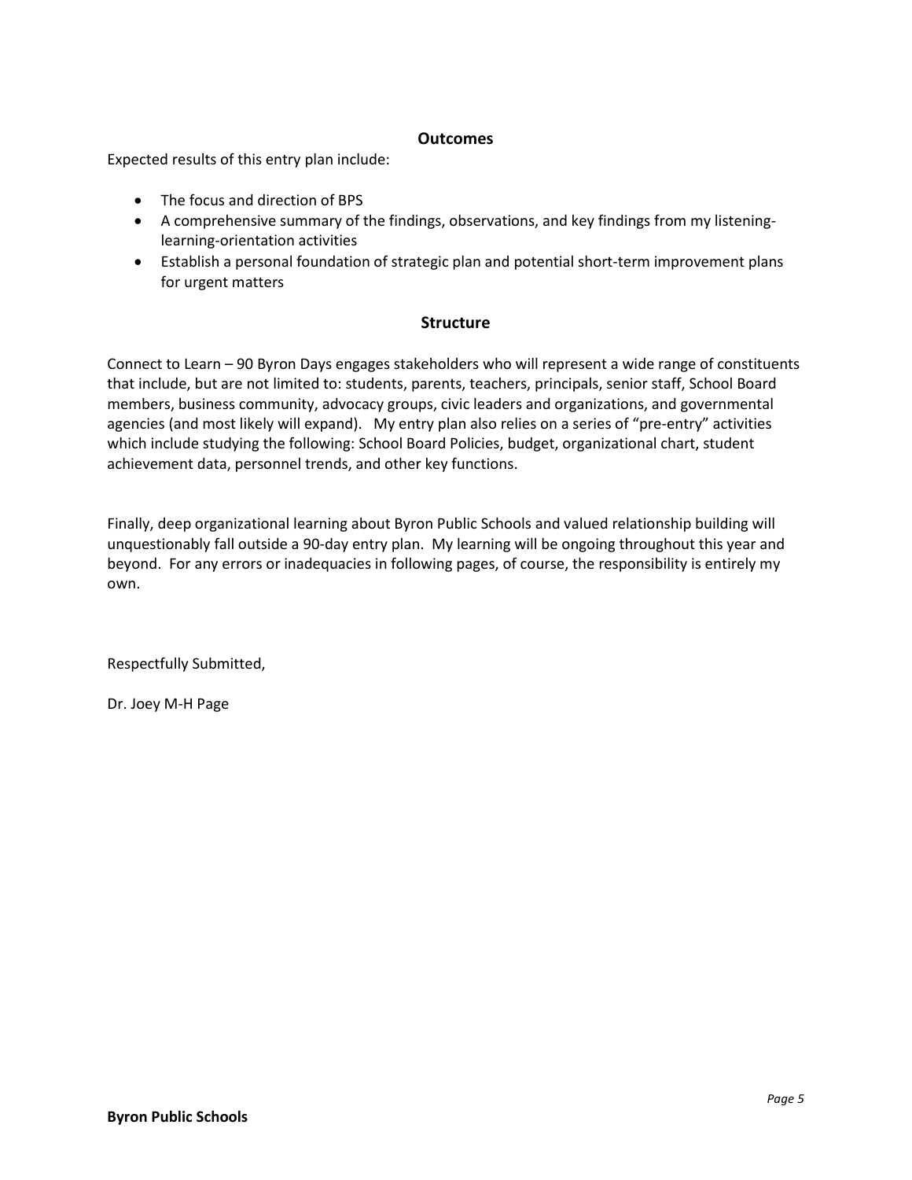## Outcomes

Expected results of this entry plan include:

- The focus and direction of BPS
- A comprehensive summary of the findings, observations, and key findings from my listening-learning-orientation activities
- Establish a personal foundation of strategic plan and potential short-term improvement plans for urgent matters

## Structure

Connect to Learn – 90 Byron Days engages stakeholders who will represent a wide range of constituents that include, but are not limited to: students, parents, teachers, principals, senior staff, School Board members, business community, advocacy groups, civic leaders and organizations, and governmental agencies (and most likely will expand). My entry plan also relies on a series of "pre-entry" activities which include studying the following: School Board Policies, budget, organizational chart, student achievement data, personnel trends, and other key functions.

Finally, deep organizational learning about Byron Public Schools and valued relationship building will unquestionably fall outside a 90-day entry plan. My learning will be ongoing throughout this year and beyond. For any errors or inadequacies in following pages, of course, the responsibility is entirely my own.

Respectfully Submitted,

Dr. Joey M-H Page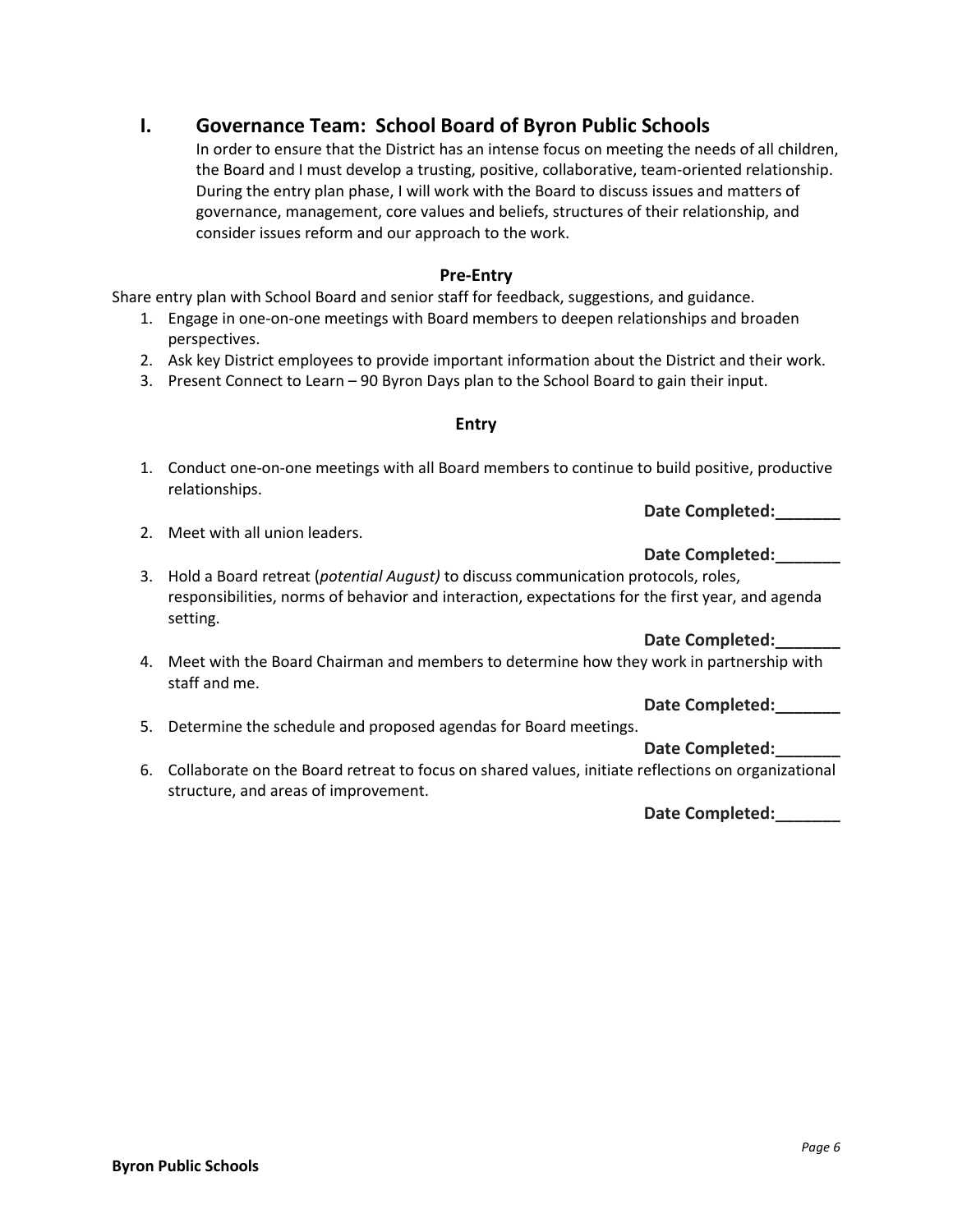## I. Governance Team: School Board of Byron Public Schools

In order to ensure that the District has an intense focus on meeting the needs of all children, the Board and I must develop a trusting, positive, collaborative, team-oriented relationship. During the entry plan phase, I will work with the Board to discuss issues and matters of governance, management, core values and beliefs, structures of their relationship, and consider issues reform and our approach to the work.

### Pre-Entry

Share entry plan with School Board and senior staff for feedback, suggestions, and guidance.

1. Engage in one-on-one meetings with Board members to deepen relationships and broaden perspectives.
2. Ask key District employees to provide important information about the District and their work.
3. Present Connect to Learn – 90 Byron Days plan to the School Board to gain their input.

### Entry

1. Conduct one-on-one meetings with all Board members to continue to build positive, productive relationships.

   **Date Completed:_______**

2. Meet with all union leaders.

   **Date Completed:_______**

3. Hold a Board retreat (*potential August)* to discuss communication protocols, roles, responsibilities, norms of behavior and interaction, expectations for the first year, and agenda setting.

   **Date Completed:_______**

4. Meet with the Board Chairman and members to determine how they work in partnership with staff and me.

   **Date Completed:_______**

5. Determine the schedule and proposed agendas for Board meetings.

   **Date Completed:_______**

6. Collaborate on the Board retreat to focus on shared values, initiate reflections on organizational structure, and areas of improvement.

   **Date Completed:_______**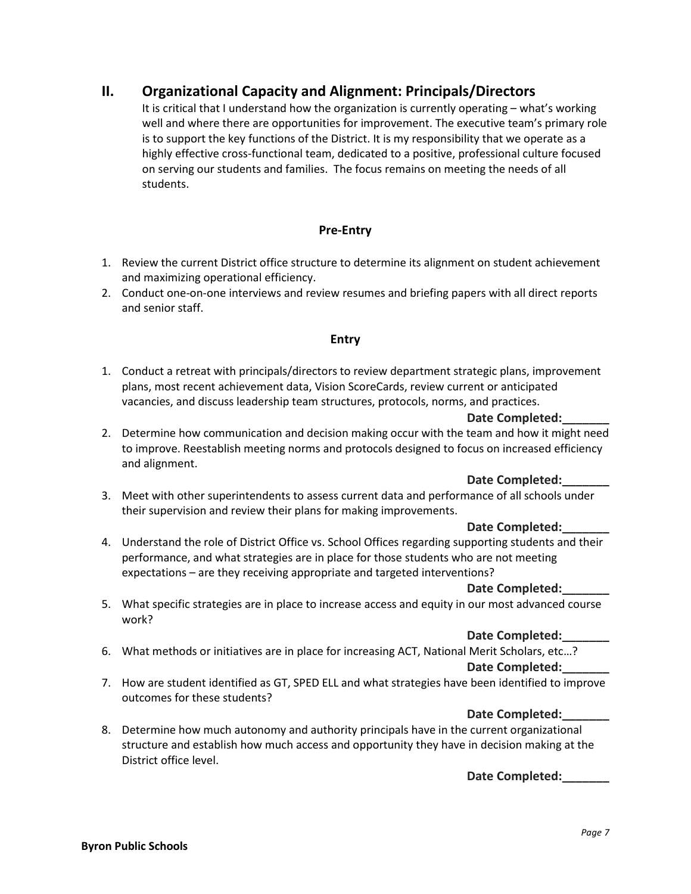## II. Organizational Capacity and Alignment: Principals/Directors

It is critical that I understand how the organization is currently operating – what's working well and where there are opportunities for improvement. The executive team's primary role is to support the key functions of the District. It is my responsibility that we operate as a highly effective cross-functional team, dedicated to a positive, professional culture focused on serving our students and families. The focus remains on meeting the needs of all students.

### Pre-Entry

1. Review the current District office structure to determine its alignment on student achievement and maximizing operational efficiency.
2. Conduct one-on-one interviews and review resumes and briefing papers with all direct reports and senior staff.

### Entry

1. Conduct a retreat with principals/directors to review department strategic plans, improvement plans, most recent achievement data, Vision ScoreCards, review current or anticipated vacancies, and discuss leadership team structures, protocols, norms, and practices.

   **Date Completed:_______**
2. Determine how communication and decision making occur with the team and how it might need to improve. Reestablish meeting norms and protocols designed to focus on increased efficiency and alignment.

   **Date Completed:_______**
3. Meet with other superintendents to assess current data and performance of all schools under their supervision and review their plans for making improvements.

   **Date Completed:_______**
4. Understand the role of District Office vs. School Offices regarding supporting students and their performance, and what strategies are in place for those students who are not meeting expectations – are they receiving appropriate and targeted interventions?

   **Date Completed:_______**
5. What specific strategies are in place to increase access and equity in our most advanced course work?

   **Date Completed:_______**
6. What methods or initiatives are in place for increasing ACT, National Merit Scholars, etc…?

   **Date Completed:_______**
7. How are student identified as GT, SPED ELL and what strategies have been identified to improve outcomes for these students?

   **Date Completed:_______**
8. Determine how much autonomy and authority principals have in the current organizational structure and establish how much access and opportunity they have in decision making at the District office level.

   **Date Completed:_______**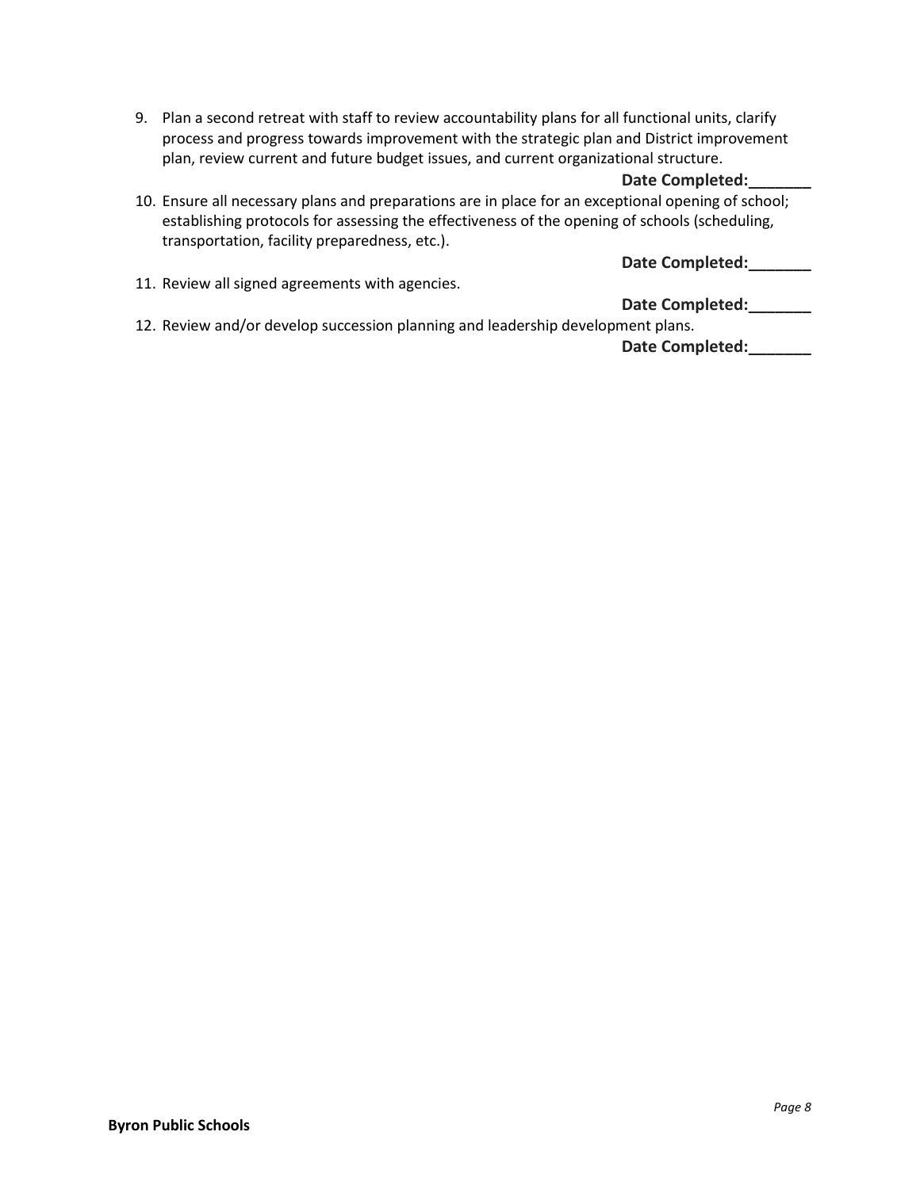9. Plan a second retreat with staff to review accountability plans for all functional units, clarify process and progress towards improvement with the strategic plan and District improvement plan, review current and future budget issues, and current organizational structure.

   **Date Completed:_______**

10. Ensure all necessary plans and preparations are in place for an exceptional opening of school; establishing protocols for assessing the effectiveness of the opening of schools (scheduling, transportation, facility preparedness, etc.).

    **Date Completed:_______**

11. Review all signed agreements with agencies.

    **Date Completed:_______**

12. Review and/or develop succession planning and leadership development plans.

    **Date Completed:_______**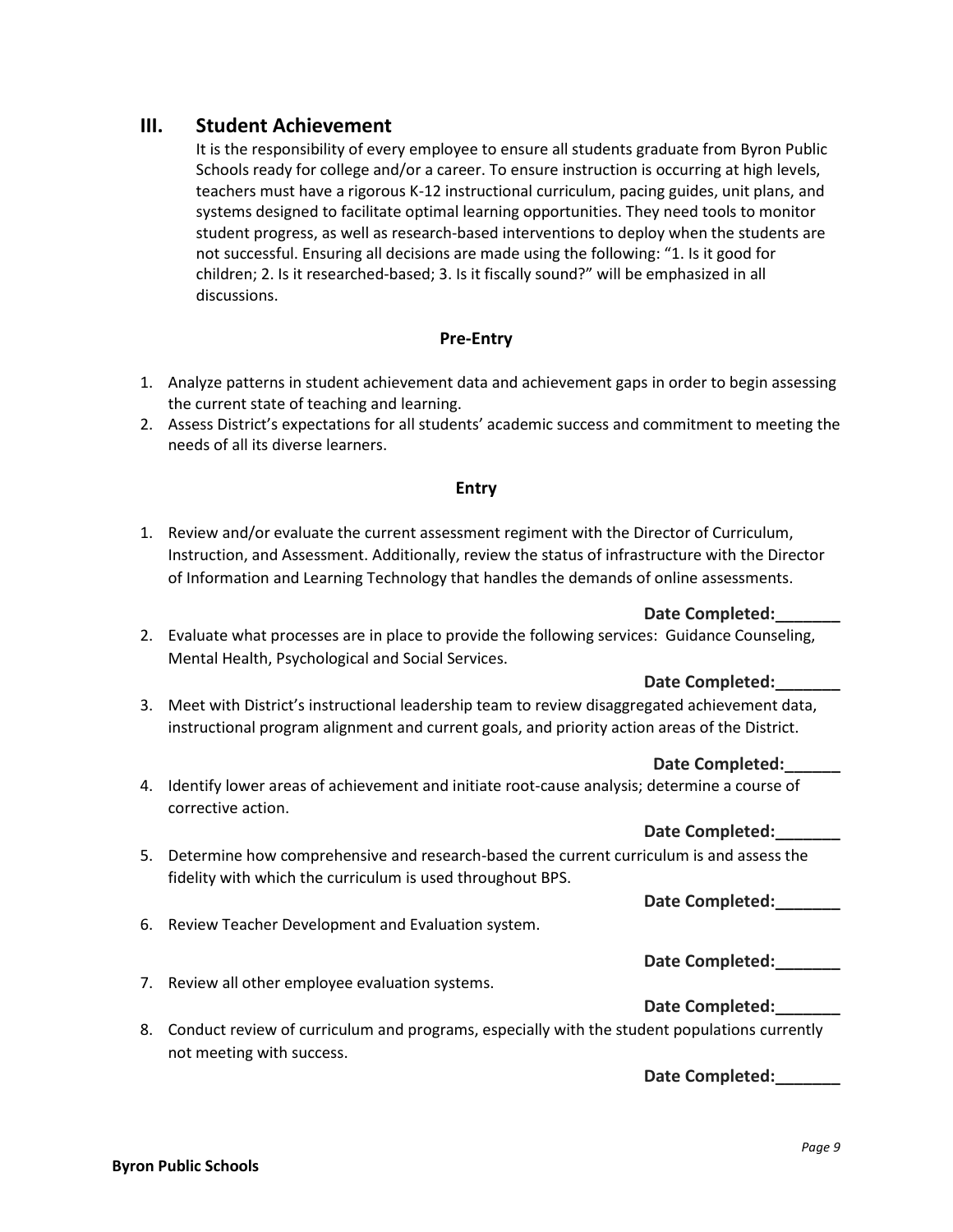## III. Student Achievement

It is the responsibility of every employee to ensure all students graduate from Byron Public Schools ready for college and/or a career. To ensure instruction is occurring at high levels, teachers must have a rigorous K-12 instructional curriculum, pacing guides, unit plans, and systems designed to facilitate optimal learning opportunities. They need tools to monitor student progress, as well as research-based interventions to deploy when the students are not successful. Ensuring all decisions are made using the following: "1. Is it good for children; 2. Is it researched-based; 3. Is it fiscally sound?" will be emphasized in all discussions.

### Pre-Entry

1. Analyze patterns in student achievement data and achievement gaps in order to begin assessing the current state of teaching and learning.
2. Assess District's expectations for all students' academic success and commitment to meeting the needs of all its diverse learners.

### Entry

1. Review and/or evaluate the current assessment regiment with the Director of Curriculum, Instruction, and Assessment. Additionally, review the status of infrastructure with the Director of Information and Learning Technology that handles the demands of online assessments.

   **Date Completed:_______**

2. Evaluate what processes are in place to provide the following services: Guidance Counseling, Mental Health, Psychological and Social Services.

   **Date Completed:_______**

3. Meet with District's instructional leadership team to review disaggregated achievement data, instructional program alignment and current goals, and priority action areas of the District.

   **Date Completed:______**

4. Identify lower areas of achievement and initiate root-cause analysis; determine a course of corrective action.

   **Date Completed:_______**

5. Determine how comprehensive and research-based the current curriculum is and assess the fidelity with which the curriculum is used throughout BPS.

   **Date Completed:_______**

6. Review Teacher Development and Evaluation system.

   **Date Completed:_______**

7. Review all other employee evaluation systems.

   **Date Completed:_______**

8. Conduct review of curriculum and programs, especially with the student populations currently not meeting with success.

   **Date Completed:_______**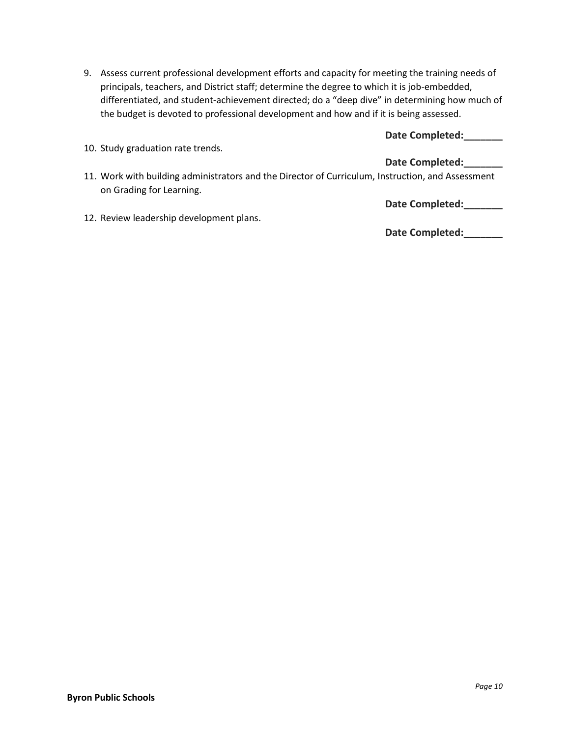9. Assess current professional development efforts and capacity for meeting the training needs of principals, teachers, and District staff; determine the degree to which it is job-embedded, differentiated, and student-achievement directed; do a “deep dive” in determining how much of the budget is devoted to professional development and how and if it is being assessed.

   **Date Completed:_______**

10. Study graduation rate trends.

    **Date Completed:_______**

11. Work with building administrators and the Director of Curriculum, Instruction, and Assessment on Grading for Learning.

    **Date Completed:_______**

12. Review leadership development plans.

    **Date Completed:_______**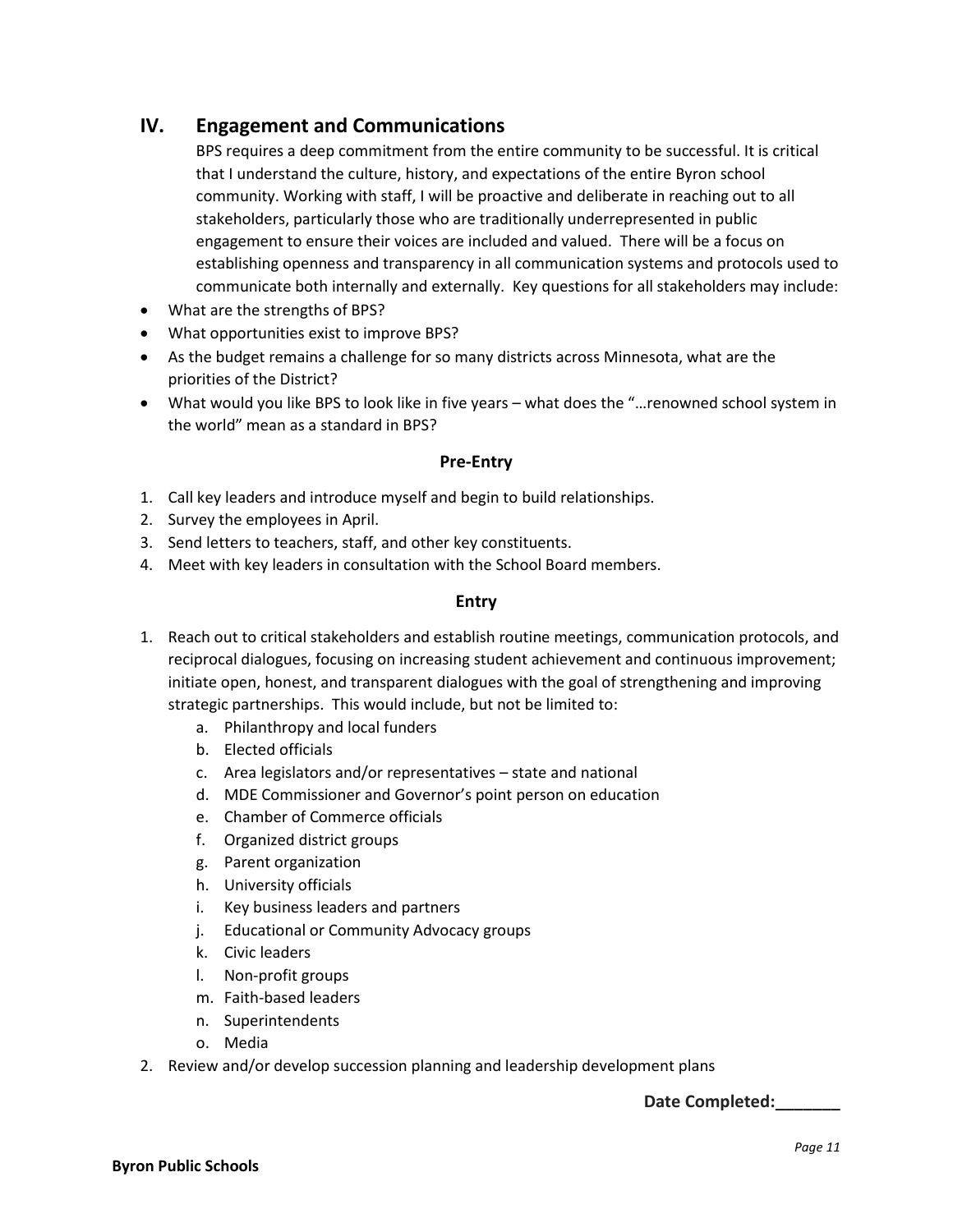## IV. Engagement and Communications

BPS requires a deep commitment from the entire community to be successful. It is critical that I understand the culture, history, and expectations of the entire Byron school community. Working with staff, I will be proactive and deliberate in reaching out to all stakeholders, particularly those who are traditionally underrepresented in public engagement to ensure their voices are included and valued. There will be a focus on establishing openness and transparency in all communication systems and protocols used to communicate both internally and externally. Key questions for all stakeholders may include:

- What are the strengths of BPS?
- What opportunities exist to improve BPS?
- As the budget remains a challenge for so many districts across Minnesota, what are the priorities of the District?
- What would you like BPS to look like in five years – what does the "…renowned school system in the world" mean as a standard in BPS?

**Pre-Entry**

1. Call key leaders and introduce myself and begin to build relationships.
2. Survey the employees in April.
3. Send letters to teachers, staff, and other key constituents.
4. Meet with key leaders in consultation with the School Board members.

**Entry**

1. Reach out to critical stakeholders and establish routine meetings, communication protocols, and reciprocal dialogues, focusing on increasing student achievement and continuous improvement; initiate open, honest, and transparent dialogues with the goal of strengthening and improving strategic partnerships. This would include, but not be limited to:
    a. Philanthropy and local funders
    b. Elected officials
    c. Area legislators and/or representatives – state and national
    d. MDE Commissioner and Governor's point person on education
    e. Chamber of Commerce officials
    f. Organized district groups
    g. Parent organization
    h. University officials
    i. Key business leaders and partners
    j. Educational or Community Advocacy groups
    k. Civic leaders
    l. Non-profit groups
    m. Faith-based leaders
    n. Superintendents
    o. Media
2. Review and/or develop succession planning and leadership development plans

**Date Completed:_______**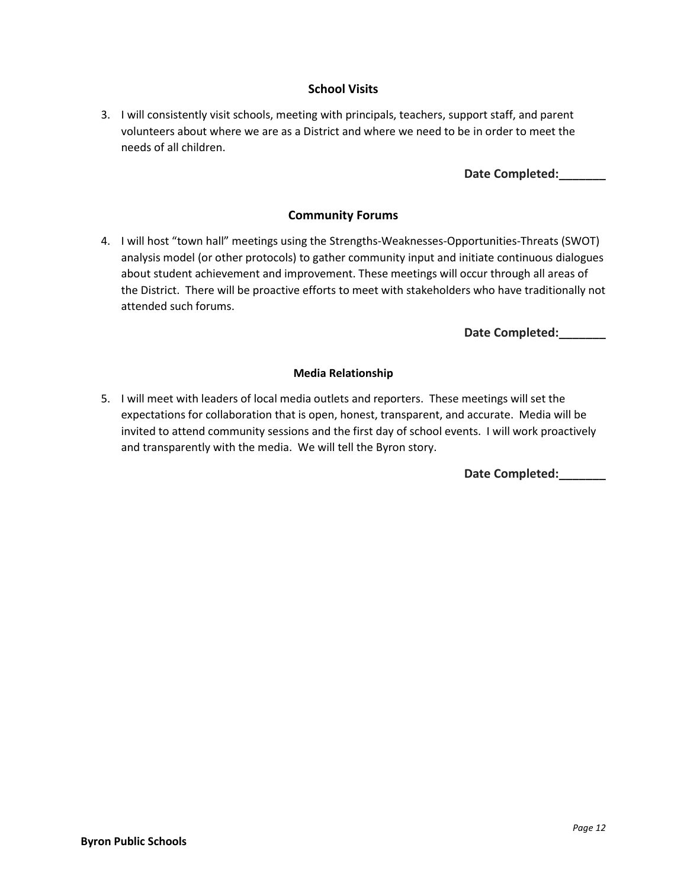### School Visits

3. I will consistently visit schools, meeting with principals, teachers, support staff, and parent volunteers about where we are as a District and where we need to be in order to meet the needs of all children.

**Date Completed:_______**

### Community Forums

4. I will host "town hall" meetings using the Strengths-Weaknesses-Opportunities-Threats (SWOT) analysis model (or other protocols) to gather community input and initiate continuous dialogues about student achievement and improvement. These meetings will occur through all areas of the District. There will be proactive efforts to meet with stakeholders who have traditionally not attended such forums.

**Date Completed:_______**

#### Media Relationship

5. I will meet with leaders of local media outlets and reporters. These meetings will set the expectations for collaboration that is open, honest, transparent, and accurate. Media will be invited to attend community sessions and the first day of school events. I will work proactively and transparently with the media. We will tell the Byron story.

**Date Completed:_______**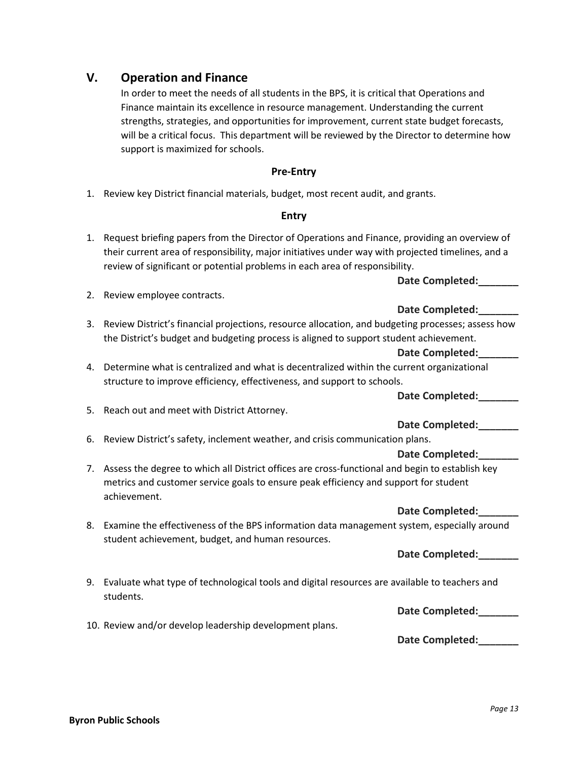## V. Operation and Finance

In order to meet the needs of all students in the BPS, it is critical that Operations and Finance maintain its excellence in resource management. Understanding the current strengths, strategies, and opportunities for improvement, current state budget forecasts, will be a critical focus. This department will be reviewed by the Director to determine how support is maximized for schools.

### Pre-Entry

1. Review key District financial materials, budget, most recent audit, and grants.

### Entry

1. Request briefing papers from the Director of Operations and Finance, providing an overview of their current area of responsibility, major initiatives under way with projected timelines, and a review of significant or potential problems in each area of responsibility.

   **Date Completed:_______**

2. Review employee contracts.

   **Date Completed:_______**

3. Review District's financial projections, resource allocation, and budgeting processes; assess how the District's budget and budgeting process is aligned to support student achievement.

   **Date Completed:_______**

4. Determine what is centralized and what is decentralized within the current organizational structure to improve efficiency, effectiveness, and support to schools.

   **Date Completed:_______**

5. Reach out and meet with District Attorney.

   **Date Completed:_______**

6. Review District's safety, inclement weather, and crisis communication plans.

   **Date Completed:_______**

7. Assess the degree to which all District offices are cross-functional and begin to establish key metrics and customer service goals to ensure peak efficiency and support for student achievement.

   **Date Completed:_______**

8. Examine the effectiveness of the BPS information data management system, especially around student achievement, budget, and human resources.

   **Date Completed:_______**

9. Evaluate what type of technological tools and digital resources are available to teachers and students.

   **Date Completed:_______**

10. Review and/or develop leadership development plans.

    **Date Completed:_______**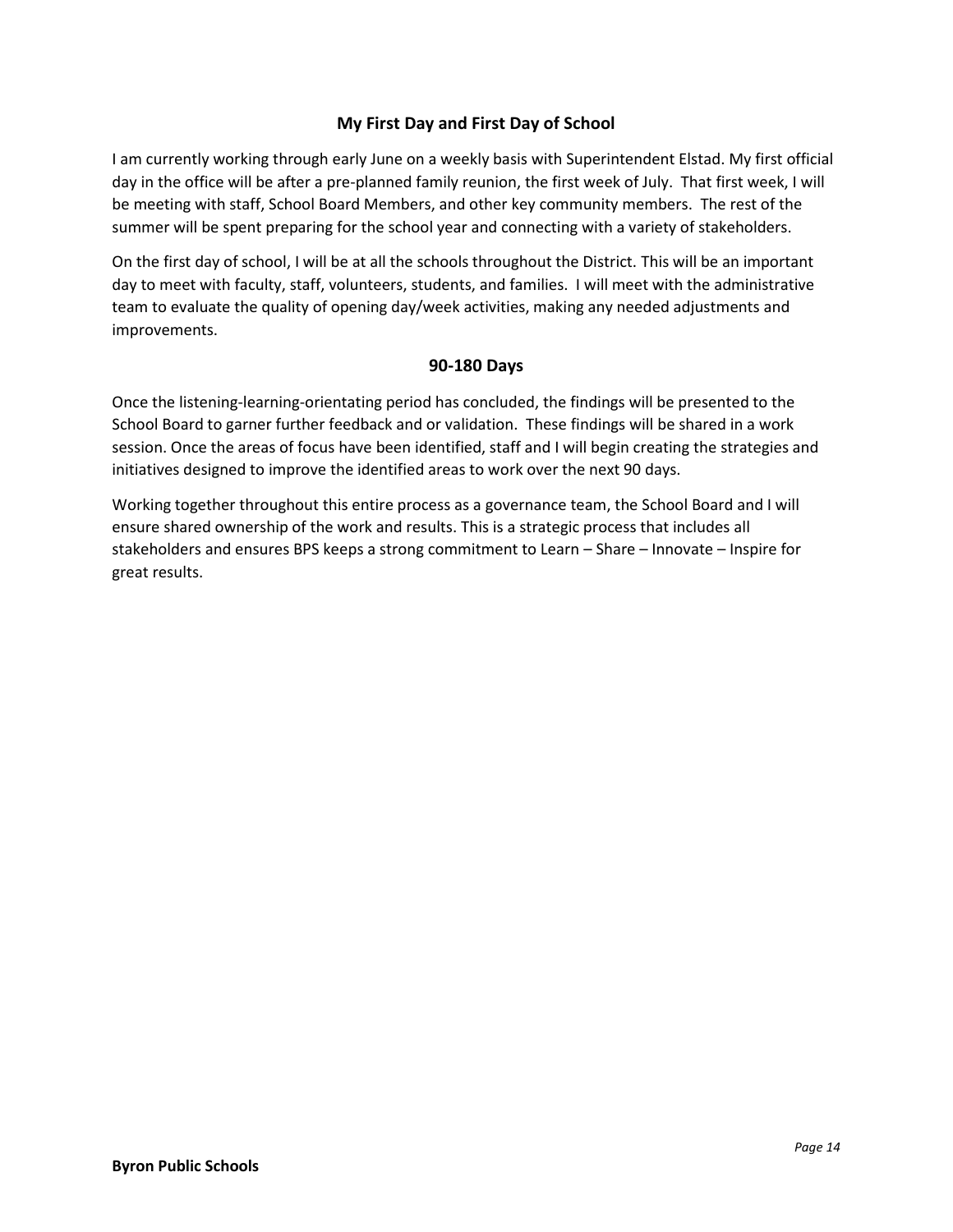## My First Day and First Day of School

I am currently working through early June on a weekly basis with Superintendent Elstad. My first official day in the office will be after a pre-planned family reunion, the first week of July. That first week, I will be meeting with staff, School Board Members, and other key community members. The rest of the summer will be spent preparing for the school year and connecting with a variety of stakeholders.

On the first day of school, I will be at all the schools throughout the District. This will be an important day to meet with faculty, staff, volunteers, students, and families. I will meet with the administrative team to evaluate the quality of opening day/week activities, making any needed adjustments and improvements.

## 90-180 Days

Once the listening-learning-orientating period has concluded, the findings will be presented to the School Board to garner further feedback and or validation. These findings will be shared in a work session. Once the areas of focus have been identified, staff and I will begin creating the strategies and initiatives designed to improve the identified areas to work over the next 90 days.

Working together throughout this entire process as a governance team, the School Board and I will ensure shared ownership of the work and results. This is a strategic process that includes all stakeholders and ensures BPS keeps a strong commitment to Learn – Share – Innovate – Inspire for great results.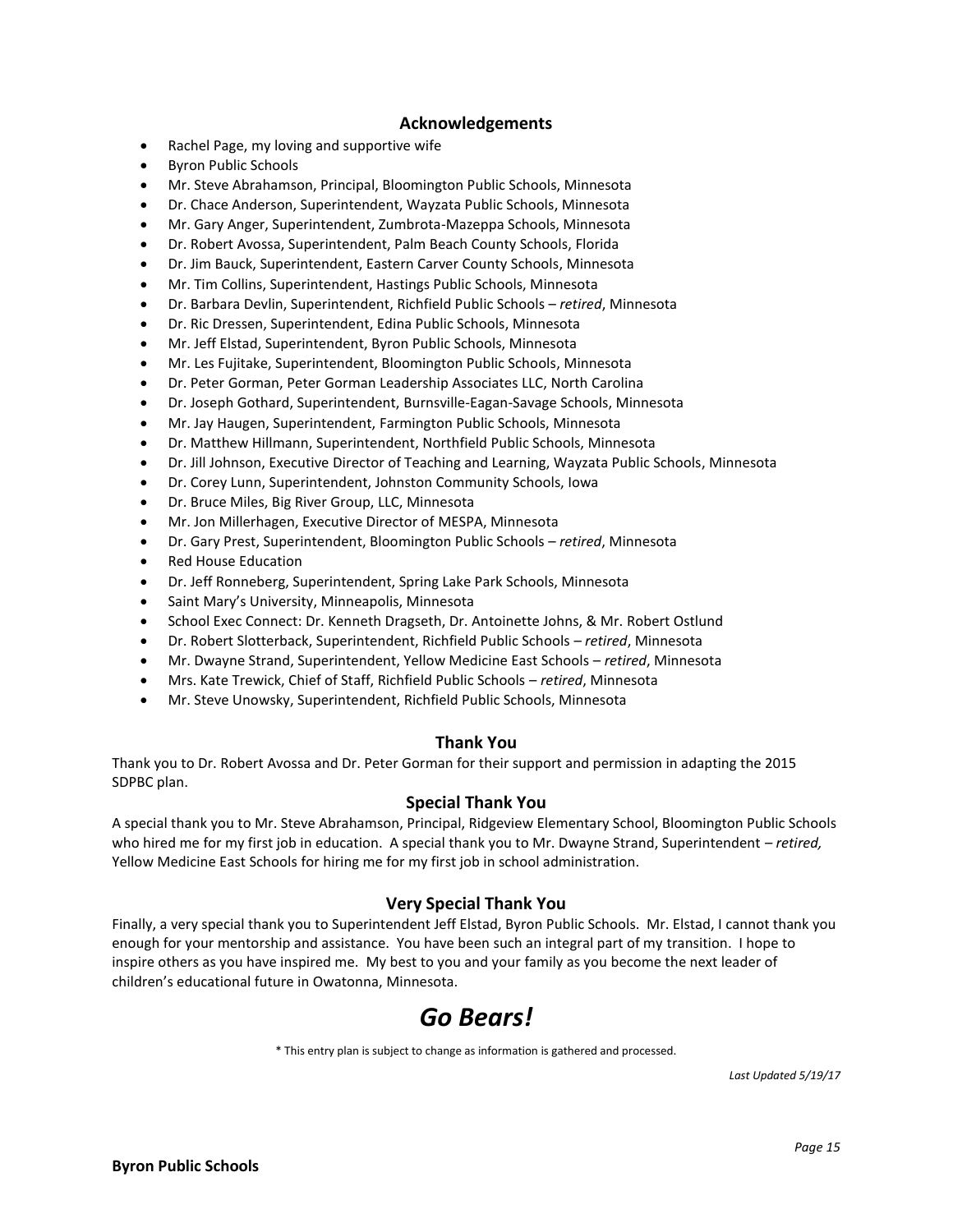## Acknowledgements

- Rachel Page, my loving and supportive wife
- Byron Public Schools
- Mr. Steve Abrahamson, Principal, Bloomington Public Schools, Minnesota
- Dr. Chace Anderson, Superintendent, Wayzata Public Schools, Minnesota
- Mr. Gary Anger, Superintendent, Zumbrota-Mazeppa Schools, Minnesota
- Dr. Robert Avossa, Superintendent, Palm Beach County Schools, Florida
- Dr. Jim Bauck, Superintendent, Eastern Carver County Schools, Minnesota
- Mr. Tim Collins, Superintendent, Hastings Public Schools, Minnesota
- Dr. Barbara Devlin, Superintendent, Richfield Public Schools – *retired*, Minnesota
- Dr. Ric Dressen, Superintendent, Edina Public Schools, Minnesota
- Mr. Jeff Elstad, Superintendent, Byron Public Schools, Minnesota
- Mr. Les Fujitake, Superintendent, Bloomington Public Schools, Minnesota
- Dr. Peter Gorman, Peter Gorman Leadership Associates LLC, North Carolina
- Dr. Joseph Gothard, Superintendent, Burnsville-Eagan-Savage Schools, Minnesota
- Mr. Jay Haugen, Superintendent, Farmington Public Schools, Minnesota
- Dr. Matthew Hillmann, Superintendent, Northfield Public Schools, Minnesota
- Dr. Jill Johnson, Executive Director of Teaching and Learning, Wayzata Public Schools, Minnesota
- Dr. Corey Lunn, Superintendent, Johnston Community Schools, Iowa
- Dr. Bruce Miles, Big River Group, LLC, Minnesota
- Mr. Jon Millerhagen, Executive Director of MESPA, Minnesota
- Dr. Gary Prest, Superintendent, Bloomington Public Schools – *retired*, Minnesota
- Red House Education
- Dr. Jeff Ronneberg, Superintendent, Spring Lake Park Schools, Minnesota
- Saint Mary's University, Minneapolis, Minnesota
- School Exec Connect: Dr. Kenneth Dragseth, Dr. Antoinette Johns, & Mr. Robert Ostlund
- Dr. Robert Slotterback, Superintendent, Richfield Public Schools – *retired*, Minnesota
- Mr. Dwayne Strand, Superintendent, Yellow Medicine East Schools – *retired*, Minnesota
- Mrs. Kate Trewick, Chief of Staff, Richfield Public Schools – *retired*, Minnesota
- Mr. Steve Unowsky, Superintendent, Richfield Public Schools, Minnesota

## Thank You

Thank you to Dr. Robert Avossa and Dr. Peter Gorman for their support and permission in adapting the 2015 SDPBC plan.

## Special Thank You

A special thank you to Mr. Steve Abrahamson, Principal, Ridgeview Elementary School, Bloomington Public Schools who hired me for my first job in education. A special thank you to Mr. Dwayne Strand, Superintendent – *retired,* Yellow Medicine East Schools for hiring me for my first job in school administration.

## Very Special Thank You

Finally, a very special thank you to Superintendent Jeff Elstad, Byron Public Schools. Mr. Elstad, I cannot thank you enough for your mentorship and assistance. You have been such an integral part of my transition. I hope to inspire others as you have inspired me. My best to you and your family as you become the next leader of children's educational future in Owatonna, Minnesota.

# *Go Bears!*

* This entry plan is subject to change as information is gathered and processed.

*Last Updated 5/19/17*